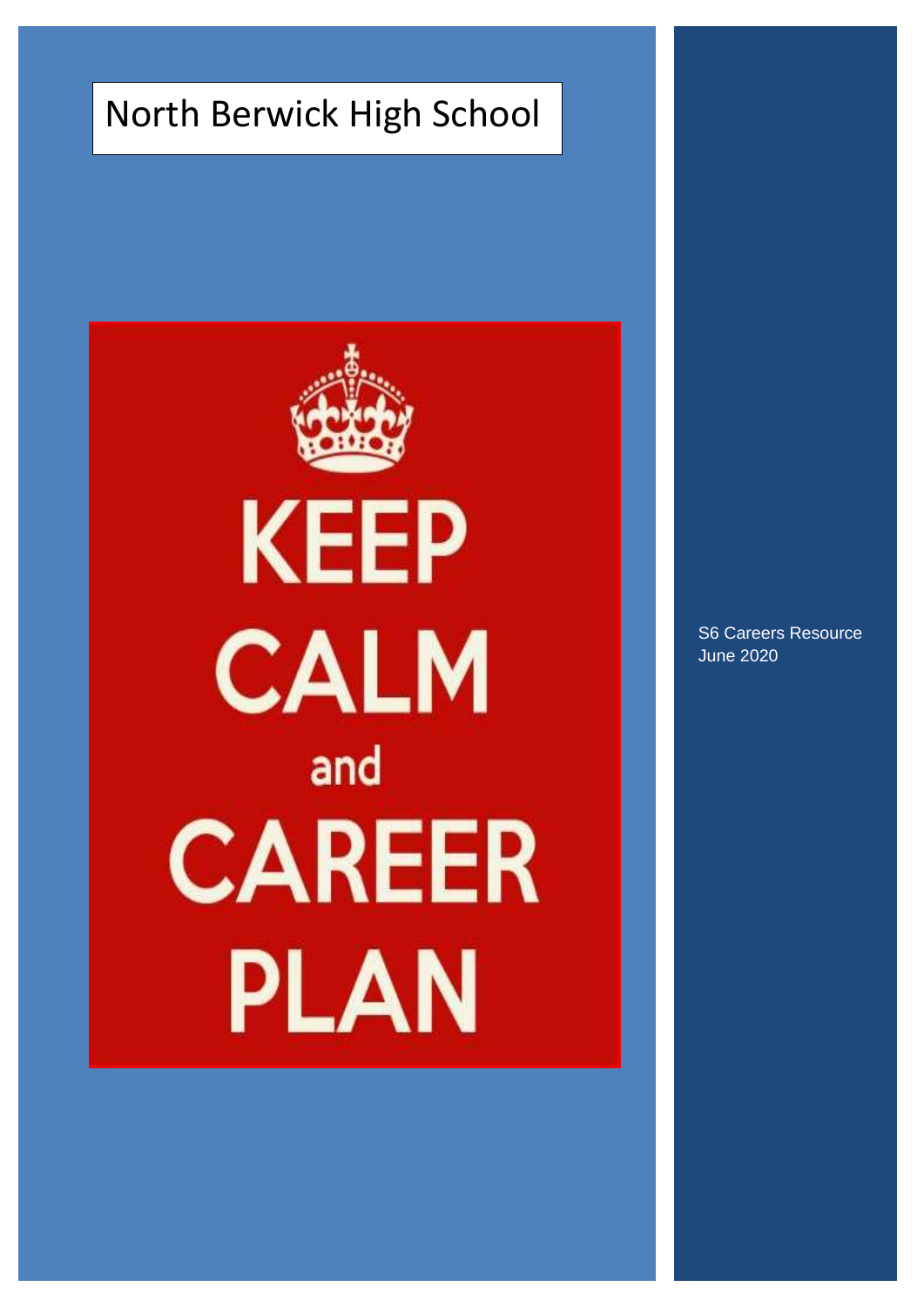# North Berwick High School

KEEP
CALM
and
CAREER
PLAN

S6 Careers Resource
June 2020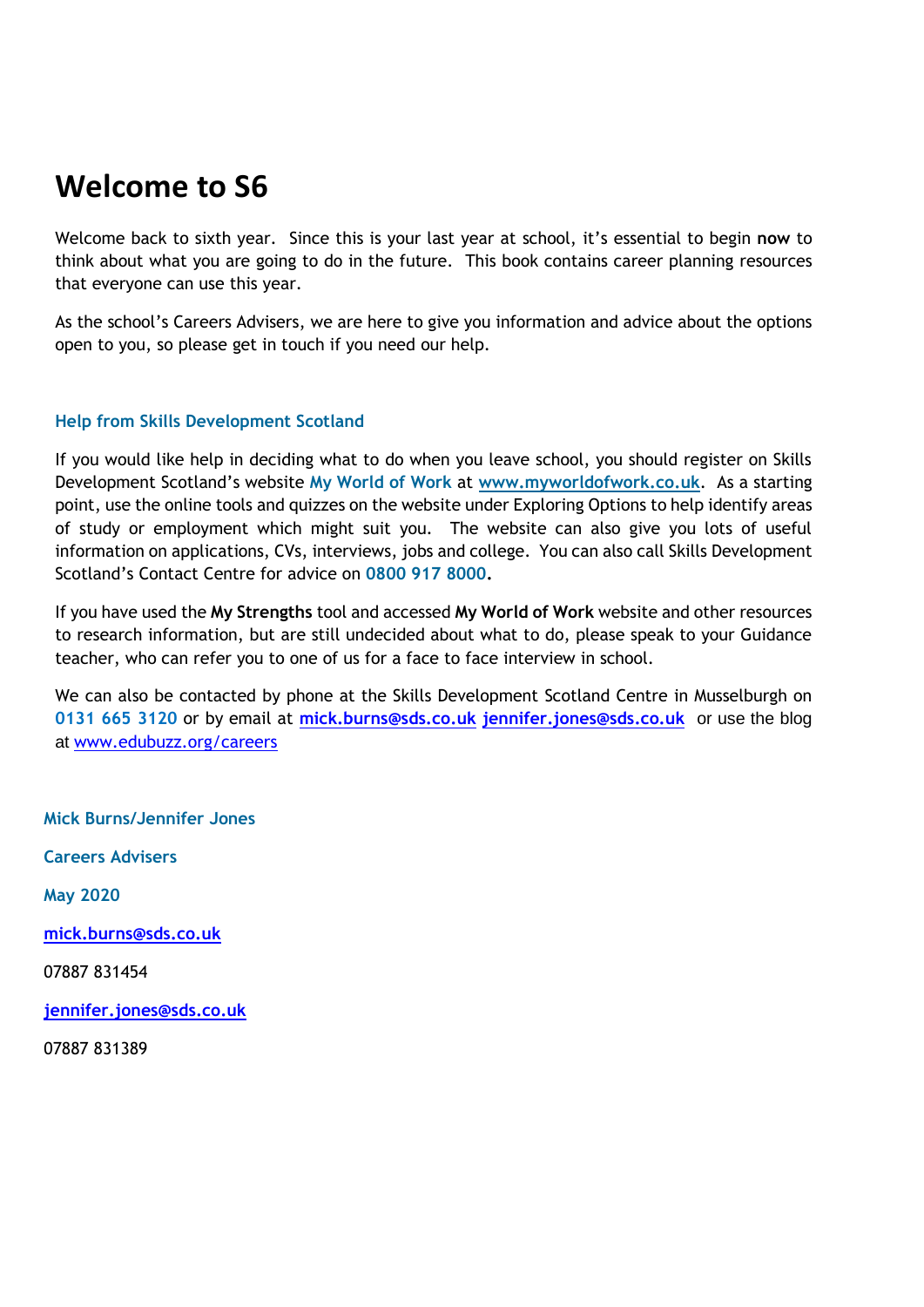# Welcome to S6

Welcome back to sixth year. Since this is your last year at school, it's essential to begin **now** to think about what you are going to do in the future. This book contains career planning resources that everyone can use this year.

As the school's Careers Advisers, we are here to give you information and advice about the options open to you, so please get in touch if you need our help.

### Help from Skills Development Scotland

If you would like help in deciding what to do when you leave school, you should register on Skills Development Scotland's website **My World of Work** at **www.myworldofwork.co.uk**. As a starting point, use the online tools and quizzes on the website under Exploring Options to help identify areas of study or employment which might suit you. The website can also give you lots of useful information on applications, CVs, interviews, jobs and college. You can also call Skills Development Scotland's Contact Centre for advice on **0800 917 8000.**

If you have used the **My Strengths** tool and accessed **My World of Work** website and other resources to research information, but are still undecided about what to do, please speak to your Guidance teacher, who can refer you to one of us for a face to face interview in school.

We can also be contacted by phone at the Skills Development Scotland Centre in Musselburgh on **0131 665 3120** or by email at **mick.burns@sds.co.uk** **jennifer.jones@sds.co.uk** or use the blog at www.edubuzz.org/careers

**Mick Burns/Jennifer Jones**

**Careers Advisers**

**May 2020**

**mick.burns@sds.co.uk**

07887 831454

**jennifer.jones@sds.co.uk**

07887 831389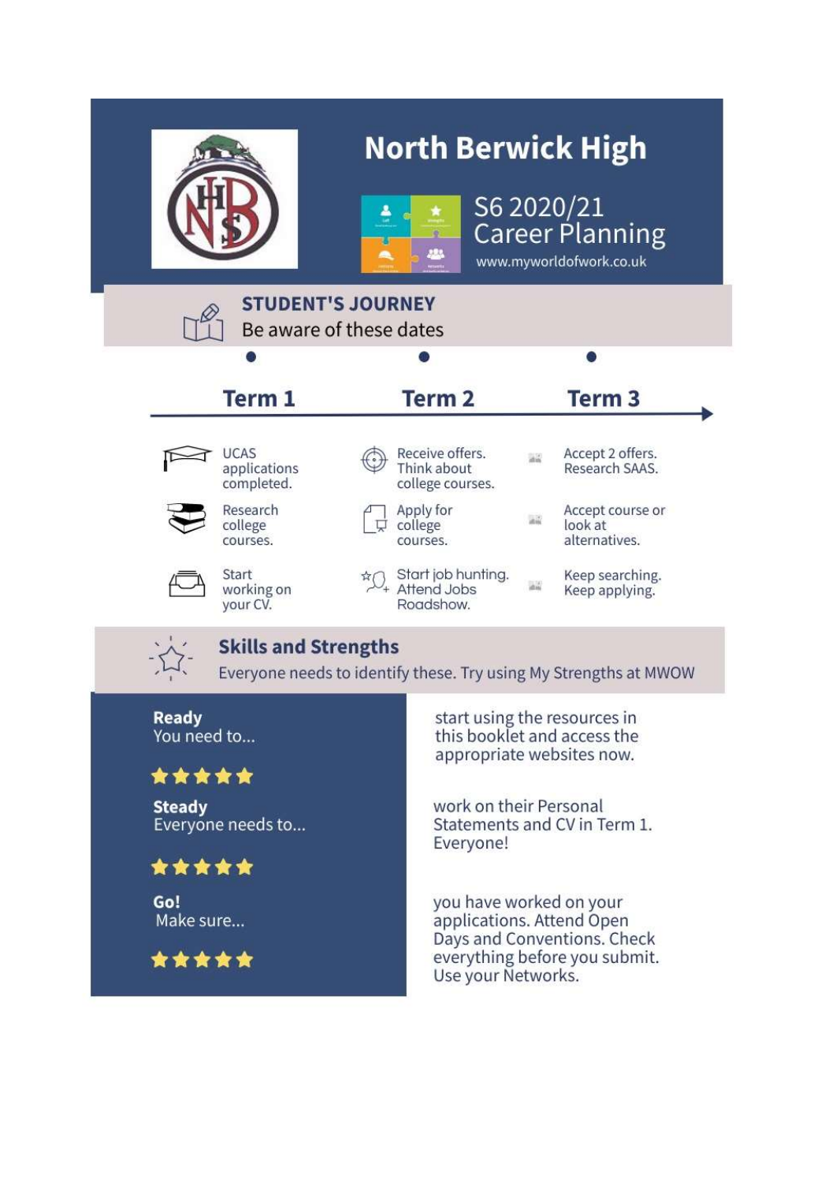# North Berwick High

## S6 2020/21 Career Planning

www.myworldofwork.co.uk

## STUDENT'S JOURNEY

Be aware of these dates

| Term 1 | Term 2 | Term 3 |
|---|---|---|
| UCAS applications completed. | Receive offers. Think about college courses. | Accept 2 offers. Research SAAS. |
| Research college courses. | Apply for college courses. | Accept course or look at alternatives. |
| Start working on your CV. | Start job hunting. Attend Jobs Roadshow. | Keep searching. Keep applying. |

## Skills and Strengths

Everyone needs to identify these. Try using My Strengths at MWOW

**Ready**
You need to... start using the resources in this booklet and access the appropriate websites now.

★★★★★

**Steady**
Everyone needs to... work on their Personal Statements and CV in Term 1. Everyone!

★★★★★

**Go!**
Make sure... you have worked on your applications. Attend Open Days and Conventions. Check everything before you submit. Use your Networks.

★★★★★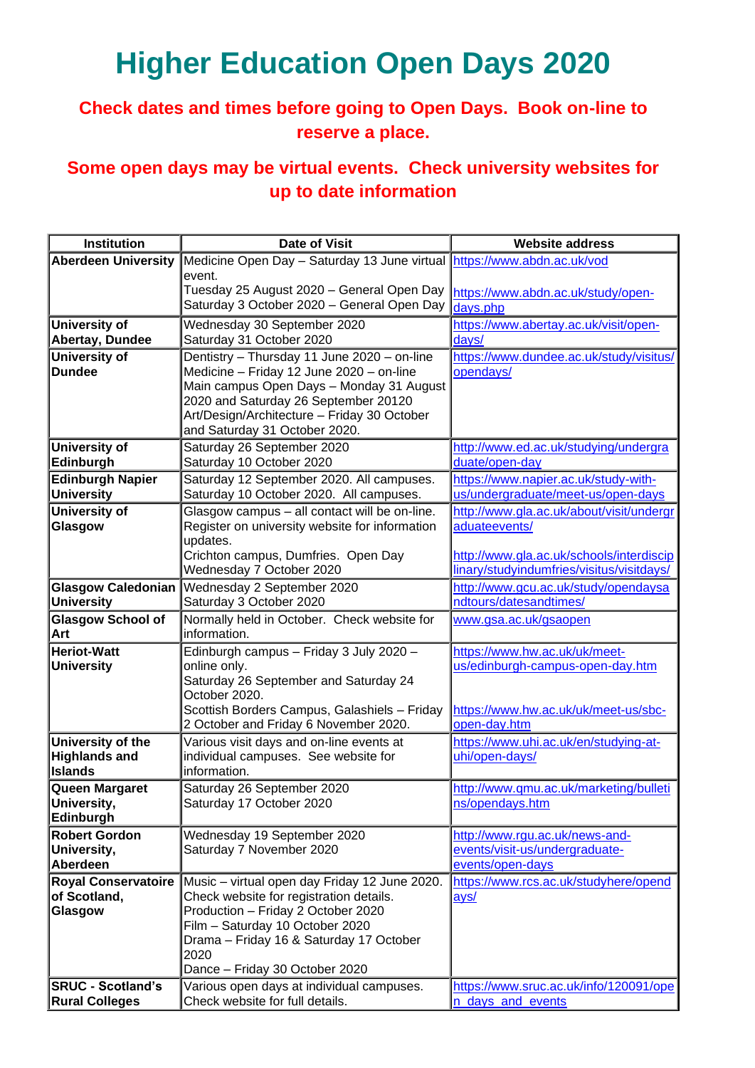# Higher Education Open Days 2020

**Check dates and times before going to Open Days. Book on-line to reserve a place.**

**Some open days may be virtual events. Check university websites for up to date information**

| Institution | Date of Visit | Website address |
|---|---|---|
| **Aberdeen University** | Medicine Open Day – Saturday 13 June virtual event.<br>Tuesday 25 August 2020 – General Open Day<br>Saturday 3 October 2020 – General Open Day | https://www.abdn.ac.uk/vod<br>https://www.abdn.ac.uk/study/open-days.php |
| **University of Abertay, Dundee** | Wednesday 30 September 2020<br>Saturday 31 October 2020 | https://www.abertay.ac.uk/visit/open-days/ |
| **University of Dundee** | Dentistry – Thursday 11 June 2020 – on-line<br>Medicine – Friday 12 June 2020 – on-line<br>Main campus Open Days – Monday 31 August 2020 and Saturday 26 September 20120<br>Art/Design/Architecture – Friday 30 October and Saturday 31 October 2020. | https://www.dundee.ac.uk/study/visitus/opendays/ |
| **University of Edinburgh** | Saturday 26 September 2020<br>Saturday 10 October 2020 | http://www.ed.ac.uk/studying/undergraduate/open-day |
| **Edinburgh Napier University** | Saturday 12 September 2020. All campuses.<br>Saturday 10 October 2020. All campuses. | https://www.napier.ac.uk/study-with-us/undergraduate/meet-us/open-days |
| **University of Glasgow** | Glasgow campus – all contact will be on-line. Register on university website for information updates.<br>Crichton campus, Dumfries. Open Day Wednesday 7 October 2020 | http://www.gla.ac.uk/about/visit/undergraduateevents/<br>http://www.gla.ac.uk/schools/interdisciplinary/studyindumfries/visitus/visitdays/ |
| **Glasgow Caledonian University** | Wednesday 2 September 2020<br>Saturday 3 October 2020 | http://www.gcu.ac.uk/study/opendaysandtours/datesandtimes/ |
| **Glasgow School of Art** | Normally held in October. Check website for information. | www.gsa.ac.uk/gsaopen |
| **Heriot-Watt University** | Edinburgh campus – Friday 3 July 2020 – online only.<br>Saturday 26 September and Saturday 24 October 2020.<br>Scottish Borders Campus, Galashiels – Friday 2 October and Friday 6 November 2020. | https://www.hw.ac.uk/uk/meet-us/edinburgh-campus-open-day.htm<br>https://www.hw.ac.uk/uk/meet-us/sbc-open-day.htm |
| **University of the Highlands and Islands** | Various visit days and on-line events at individual campuses. See website for information. | https://www.uhi.ac.uk/en/studying-at-uhi/open-days/ |
| **Queen Margaret University, Edinburgh** | Saturday 26 September 2020<br>Saturday 17 October 2020 | http://www.qmu.ac.uk/marketing/bulletins/opendays.htm |
| **Robert Gordon University, Aberdeen** | Wednesday 19 September 2020<br>Saturday 7 November 2020 | http://www.rgu.ac.uk/news-and-events/visit-us/undergraduate-events/open-days |
| **Royal Conservatoire of Scotland, Glasgow** | Music – virtual open day Friday 12 June 2020. Check website for registration details.<br>Production – Friday 2 October 2020<br>Film – Saturday 10 October 2020<br>Drama – Friday 16 & Saturday 17 October 2020<br>Dance – Friday 30 October 2020 | https://www.rcs.ac.uk/studyhere/opendays/ |
| **SRUC - Scotland's Rural Colleges** | Various open days at individual campuses. Check website for full details. | https://www.sruc.ac.uk/info/120091/open_days_and_events |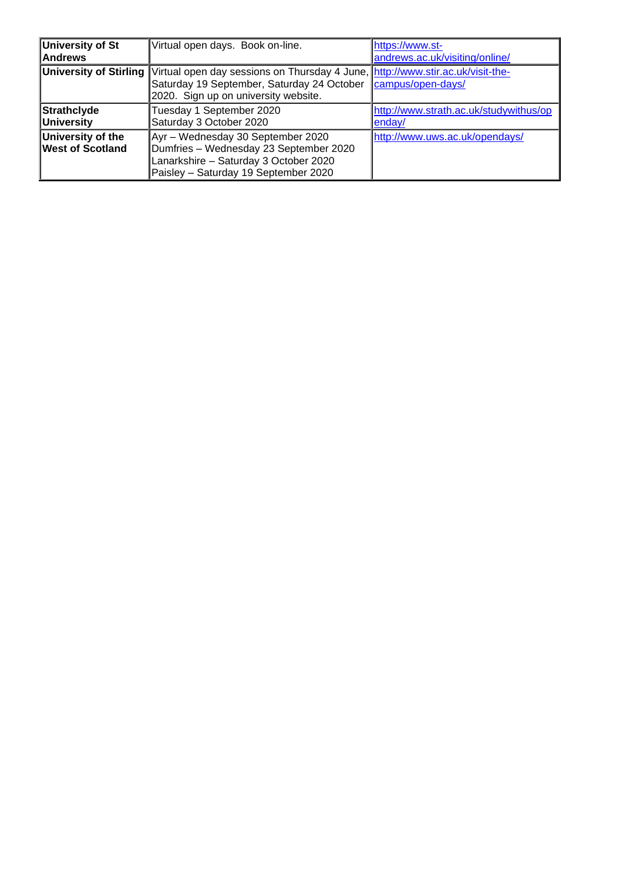| **University of St Andrews** | Virtual open days. Book on-line. | https://www.st-andrews.ac.uk/visiting/online/ |
|---|---|---|
| **University of Stirling** | Virtual open day sessions on Thursday 4 June, Saturday 19 September, Saturday 24 October 2020. Sign up on university website. | http://www.stir.ac.uk/visit-the-campus/open-days/ |
| **Strathclyde University** | Tuesday 1 September 2020<br>Saturday 3 October 2020 | http://www.strath.ac.uk/studywithus/openday/ |
| **University of the West of Scotland** | Ayr – Wednesday 30 September 2020<br>Dumfries – Wednesday 23 September 2020<br>Lanarkshire – Saturday 3 October 2020<br>Paisley – Saturday 19 September 2020 | http://www.uws.ac.uk/opendays/ |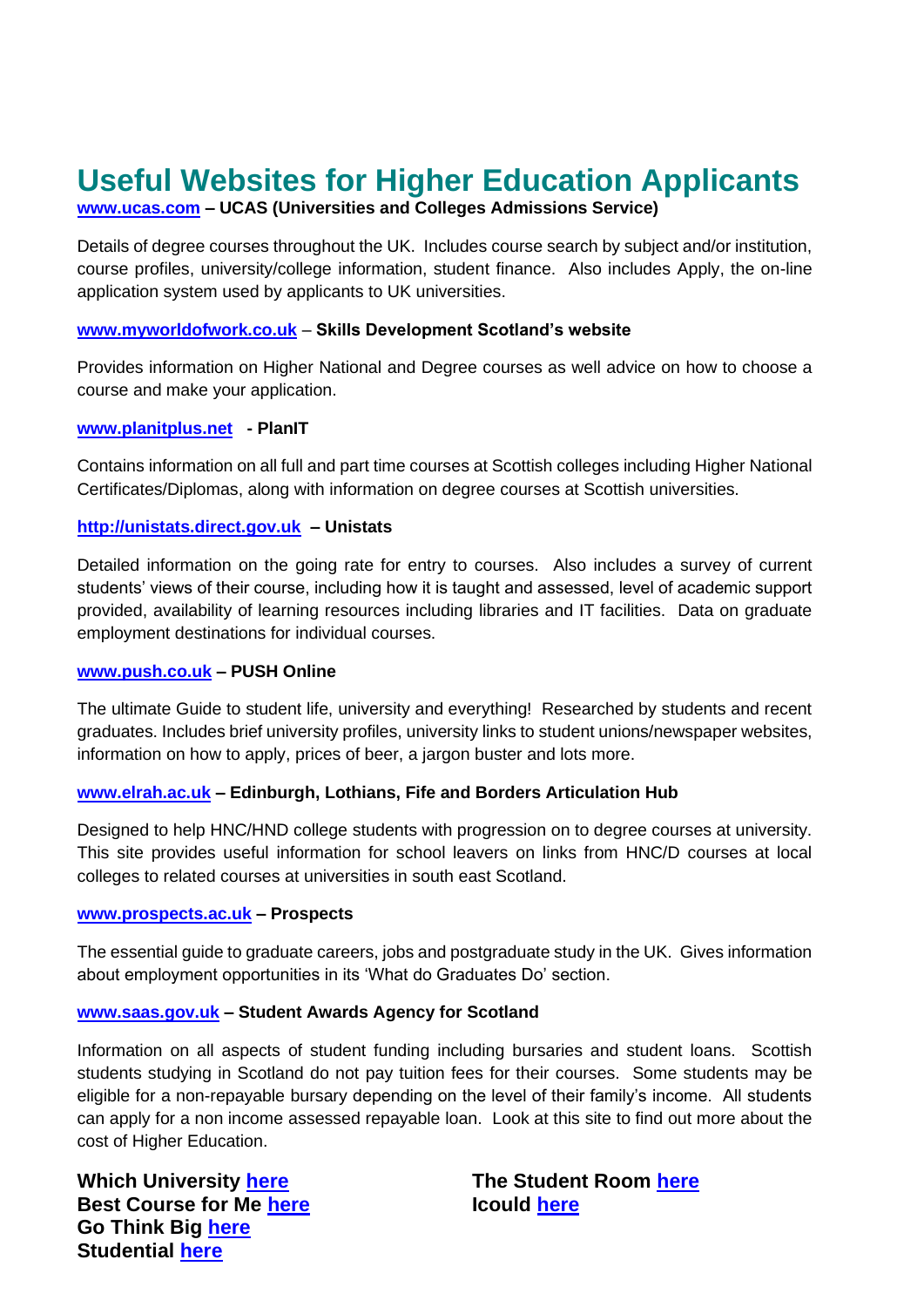# Useful Websites for Higher Education Applicants

**www.ucas.com – UCAS (Universities and Colleges Admissions Service)**

Details of degree courses throughout the UK. Includes course search by subject and/or institution, course profiles, university/college information, student finance. Also includes Apply, the on-line application system used by applicants to UK universities.

**www.myworldofwork.co.uk – Skills Development Scotland's website**

Provides information on Higher National and Degree courses as well advice on how to choose a course and make your application.

**www.planitplus.net - PlanIT**

Contains information on all full and part time courses at Scottish colleges including Higher National Certificates/Diplomas, along with information on degree courses at Scottish universities.

**http://unistats.direct.gov.uk – Unistats**

Detailed information on the going rate for entry to courses. Also includes a survey of current students' views of their course, including how it is taught and assessed, level of academic support provided, availability of learning resources including libraries and IT facilities. Data on graduate employment destinations for individual courses.

**www.push.co.uk – PUSH Online**

The ultimate Guide to student life, university and everything! Researched by students and recent graduates. Includes brief university profiles, university links to student unions/newspaper websites, information on how to apply, prices of beer, a jargon buster and lots more.

**www.elrah.ac.uk – Edinburgh, Lothians, Fife and Borders Articulation Hub**

Designed to help HNC/HND college students with progression on to degree courses at university. This site provides useful information for school leavers on links from HNC/D courses at local colleges to related courses at universities in south east Scotland.

**www.prospects.ac.uk – Prospects**

The essential guide to graduate careers, jobs and postgraduate study in the UK. Gives information about employment opportunities in its 'What do Graduates Do' section.

**www.saas.gov.uk – Student Awards Agency for Scotland**

Information on all aspects of student funding including bursaries and student loans. Scottish students studying in Scotland do not pay tuition fees for their courses. Some students may be eligible for a non-repayable bursary depending on the level of their family's income. All students can apply for a non income assessed repayable loan. Look at this site to find out more about the cost of Higher Education.

**Which University here**
**Best Course for Me here**
**Go Think Big here**
**Studential here**

**The Student Room here**
**Icould here**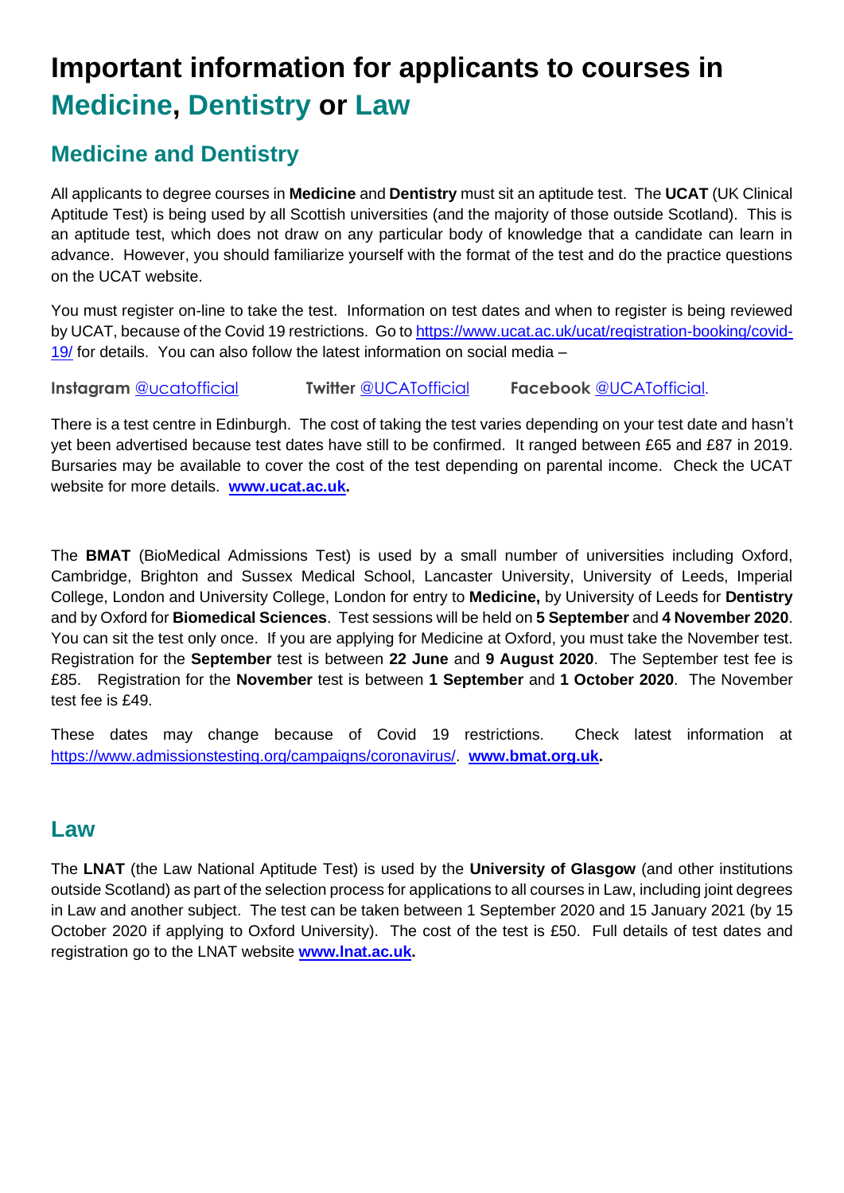# Important information for applicants to courses in Medicine, Dentistry or Law

## Medicine and Dentistry

All applicants to degree courses in **Medicine** and **Dentistry** must sit an aptitude test. The **UCAT** (UK Clinical Aptitude Test) is being used by all Scottish universities (and the majority of those outside Scotland). This is an aptitude test, which does not draw on any particular body of knowledge that a candidate can learn in advance. However, you should familiarize yourself with the format of the test and do the practice questions on the UCAT website.

You must register on-line to take the test. Information on test dates and when to register is being reviewed by UCAT, because of the Covid 19 restrictions. Go to https://www.ucat.ac.uk/ucat/registration-booking/covid-19/ for details. You can also follow the latest information on social media –

**Instagram** @ucatofficial **Twitter** @UCATofficial **Facebook** @UCATofficial.

There is a test centre in Edinburgh. The cost of taking the test varies depending on your test date and hasn't yet been advertised because test dates have still to be confirmed. It ranged between £65 and £87 in 2019. Bursaries may be available to cover the cost of the test depending on parental income. Check the UCAT website for more details. **www.ucat.ac.uk.**

The **BMAT** (BioMedical Admissions Test) is used by a small number of universities including Oxford, Cambridge, Brighton and Sussex Medical School, Lancaster University, University of Leeds, Imperial College, London and University College, London for entry to **Medicine,** by University of Leeds for **Dentistry** and by Oxford for **Biomedical Sciences**. Test sessions will be held on **5 September** and **4 November 2020**. You can sit the test only once. If you are applying for Medicine at Oxford, you must take the November test. Registration for the **September** test is between **22 June** and **9 August 2020**. The September test fee is £85. Registration for the **November** test is between **1 September** and **1 October 2020**. The November test fee is £49.

These dates may change because of Covid 19 restrictions. Check latest information at https://www.admissionstesting.org/campaigns/coronavirus/. **www.bmat.org.uk.**

## Law

The **LNAT** (the Law National Aptitude Test) is used by the **University of Glasgow** (and other institutions outside Scotland) as part of the selection process for applications to all courses in Law, including joint degrees in Law and another subject. The test can be taken between 1 September 2020 and 15 January 2021 (by 15 October 2020 if applying to Oxford University). The cost of the test is £50. Full details of test dates and registration go to the LNAT website **www.lnat.ac.uk.**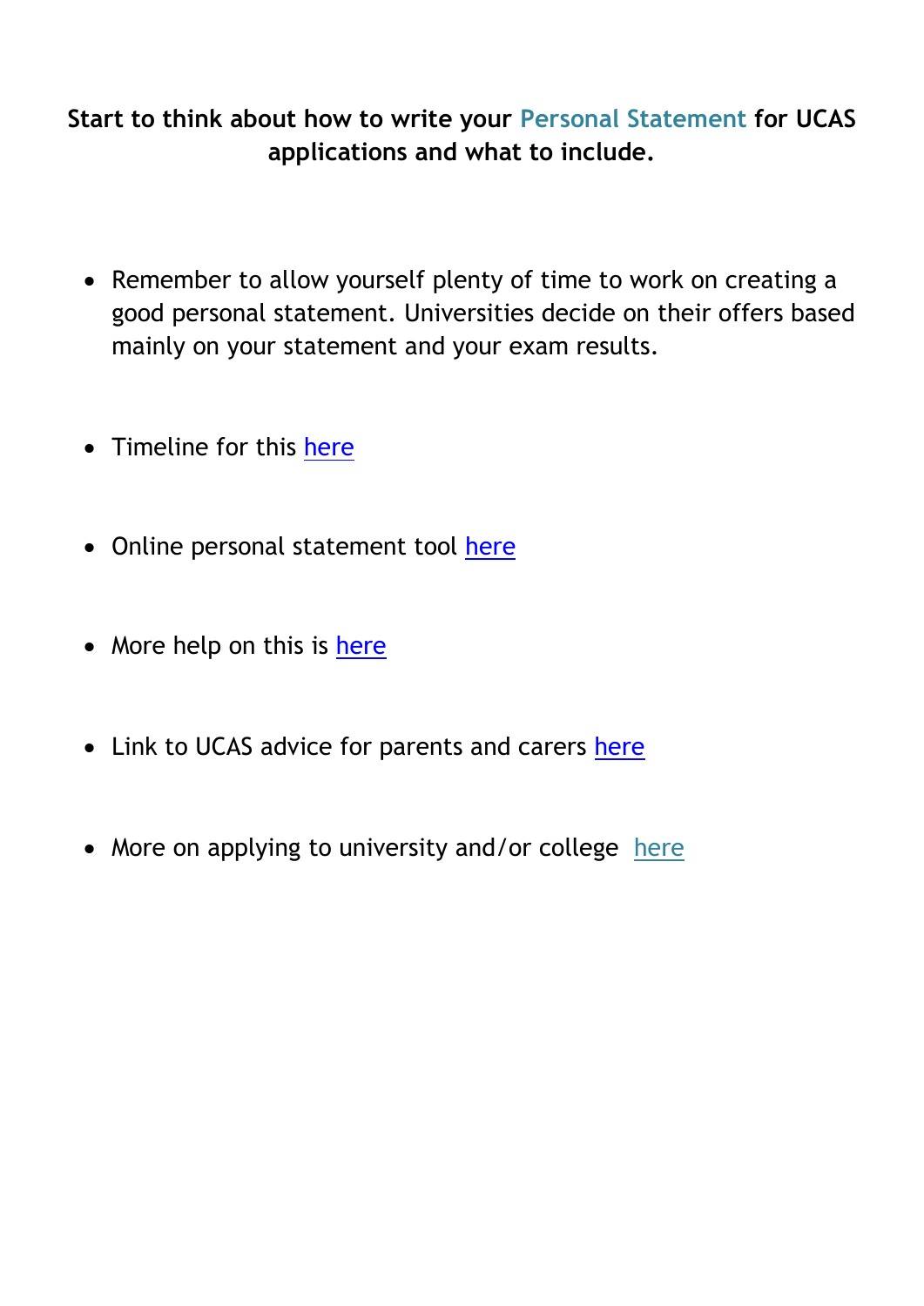**Start to think about how to write your Personal Statement for UCAS applications and what to include.**

- Remember to allow yourself plenty of time to work on creating a good personal statement. Universities decide on their offers based mainly on your statement and your exam results.

- Timeline for this here

- Online personal statement tool here

- More help on this is here

- Link to UCAS advice for parents and carers here

- More on applying to university and/or college here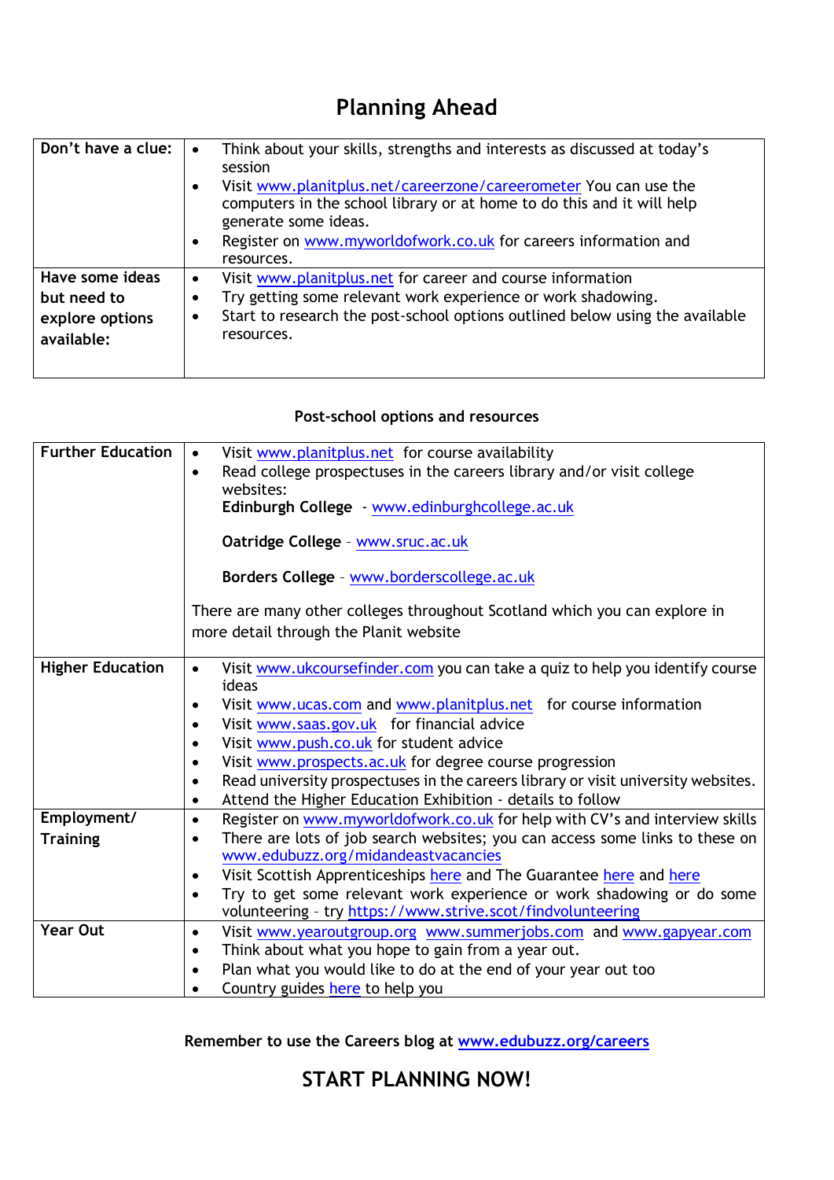# Planning Ahead

| | |
|---|---|
| **Don't have a clue:** | • Think about your skills, strengths and interests as discussed at today's session<br>• Visit www.planitplus.net/careerzone/careerometer You can use the computers in the school library or at home to do this and it will help generate some ideas.<br>• Register on www.myworldofwork.co.uk for careers information and resources. |
| **Have some ideas but need to explore options available:** | • Visit www.planitplus.net for career and course information<br>• Try getting some relevant work experience or work shadowing.<br>• Start to research the post-school options outlined below using the available resources. |

**Post-school options and resources**

| | |
|---|---|
| **Further Education** | • Visit www.planitplus.net for course availability<br>• Read college prospectuses in the careers library and/or visit college websites:<br>**Edinburgh College** - www.edinburghcollege.ac.uk<br><br>**Oatridge College** – www.sruc.ac.uk<br><br>**Borders College** – www.borderscollege.ac.uk<br><br>There are many other colleges throughout Scotland which you can explore in more detail through the Planit website |
| **Higher Education** | • Visit www.ukcoursefinder.com you can take a quiz to help you identify course ideas<br>• Visit www.ucas.com and www.planitplus.net for course information<br>• Visit www.saas.gov.uk for financial advice<br>• Visit www.push.co.uk for student advice<br>• Visit www.prospects.ac.uk for degree course progression<br>• Read university prospectuses in the careers library or visit university websites.<br>• Attend the Higher Education Exhibition - details to follow |
| **Employment/ Training** | • Register on www.myworldofwork.co.uk for help with CV's and interview skills<br>• There are lots of job search websites; you can access some links to these on www.edubuzz.org/midandeastvacancies<br>• Visit Scottish Apprenticeships here and The Guarantee here and here<br>• Try to get some relevant work experience or work shadowing or do some volunteering - try https://www.strive.scot/findvolunteering |
| **Year Out** | • Visit www.yearoutgroup.org www.summerjobs.com and www.gapyear.com<br>• Think about what you hope to gain from a year out.<br>• Plan what you would like to do at the end of your year out too<br>• Country guides here to help you |

**Remember to use the Careers blog at www.edubuzz.org/careers**

## START PLANNING NOW!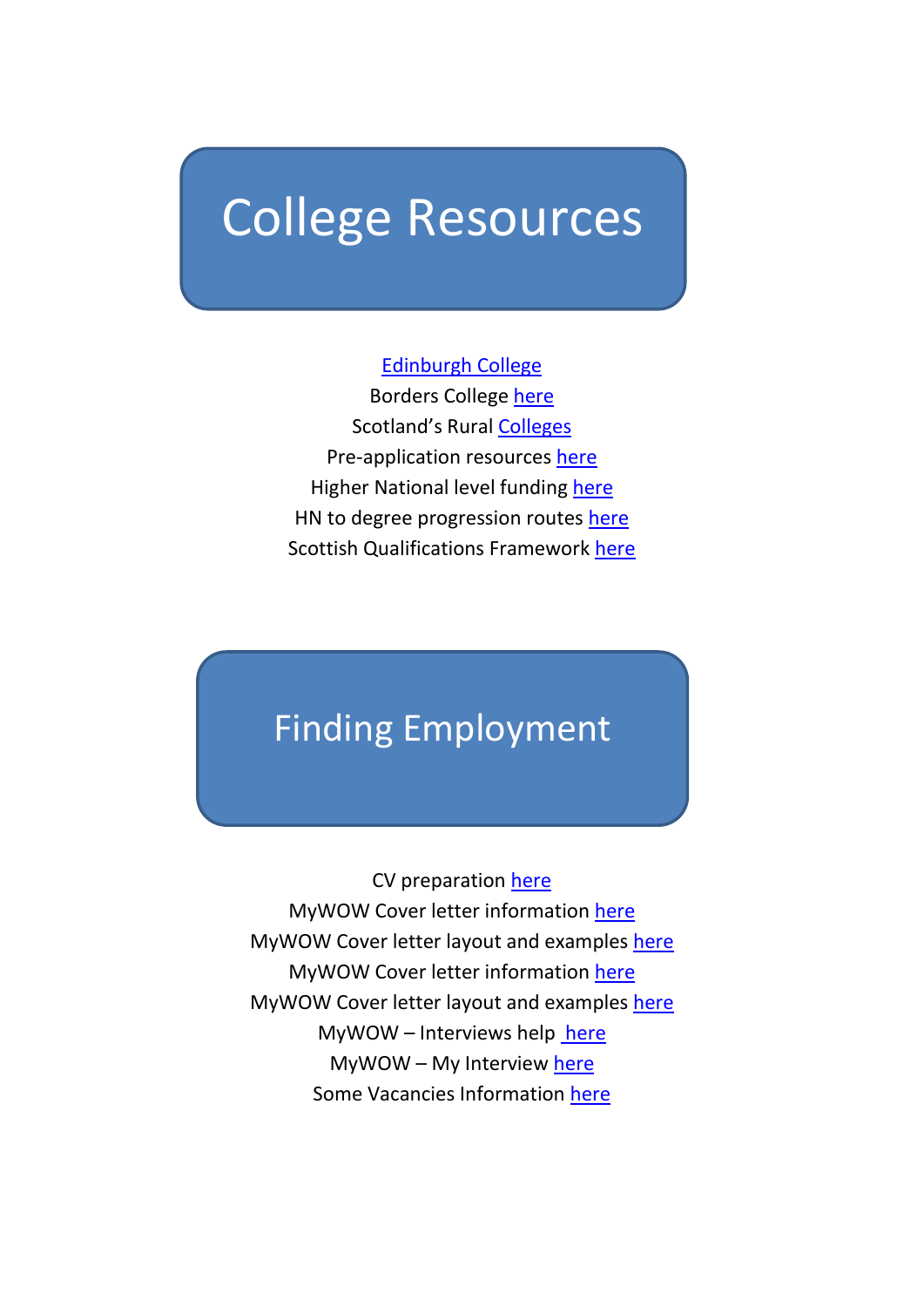# College Resources

Edinburgh College
Borders College here
Scotland's Rural Colleges
Pre-application resources here
Higher National level funding here
HN to degree progression routes here
Scottish Qualifications Framework here

# Finding Employment

CV preparation here
MyWOW Cover letter information here
MyWOW Cover letter layout and examples here
MyWOW Cover letter information here
MyWOW Cover letter layout and examples here
MyWOW – Interviews help here
MyWOW – My Interview here
Some Vacancies Information here